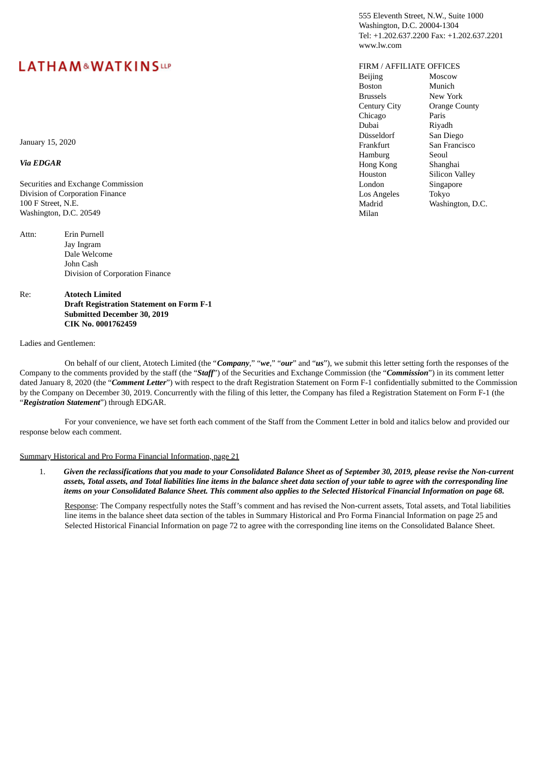LATHAM&WATKINS LLP

555 Eleventh Street, N.W., Suite 1000
Washington, D.C. 20004-1304
Tel: +1.202.637.2200 Fax: +1.202.637.2201
www.lw.com

FIRM / AFFILIATE OFFICES

| | |
|---|---|
| Beijing | Moscow |
| Boston | Munich |
| Brussels | New York |
| Century City | Orange County |
| Chicago | Paris |
| Dubai | Riyadh |
| Düsseldorf | San Diego |
| Frankfurt | San Francisco |
| Hamburg | Seoul |
| Hong Kong | Shanghai |
| Houston | Silicon Valley |
| London | Singapore |
| Los Angeles | Tokyo |
| Madrid | Washington, D.C. |
| Milan | |

January 15, 2020

*Via EDGAR*

Securities and Exchange Commission
Division of Corporation Finance
100 F Street, N.E.
Washington, D.C. 20549

Attn: Erin Purnell
Jay Ingram
Dale Welcome
John Cash
Division of Corporation Finance

Re: **Atotech Limited**
**Draft Registration Statement on Form F-1**
**Submitted December 30, 2019**
**CIK No. 0001762459**

Ladies and Gentlemen:

On behalf of our client, Atotech Limited (the "***Company***," "***we***," "***our***" and "***us***"), we submit this letter setting forth the responses of the Company to the comments provided by the staff (the "***Staff***") of the Securities and Exchange Commission (the "***Commission***") in its comment letter dated January 8, 2020 (the "***Comment Letter***") with respect to the draft Registration Statement on Form F-1 confidentially submitted to the Commission by the Company on December 30, 2019. Concurrently with the filing of this letter, the Company has filed a Registration Statement on Form F-1 (the "***Registration Statement***") through EDGAR.

For your convenience, we have set forth each comment of the Staff from the Comment Letter in bold and italics below and provided our response below each comment.

Summary Historical and Pro Forma Financial Information, page 21

1. ***Given the reclassifications that you made to your Consolidated Balance Sheet as of September 30, 2019, please revise the Non-current assets, Total assets, and Total liabilities line items in the balance sheet data section of your table to agree with the corresponding line items on your Consolidated Balance Sheet. This comment also applies to the Selected Historical Financial Information on page 68.***

   Response: The Company respectfully notes the Staff's comment and has revised the Non-current assets, Total assets, and Total liabilities line items in the balance sheet data section of the tables in Summary Historical and Pro Forma Financial Information on page 25 and Selected Historical Financial Information on page 72 to agree with the corresponding line items on the Consolidated Balance Sheet.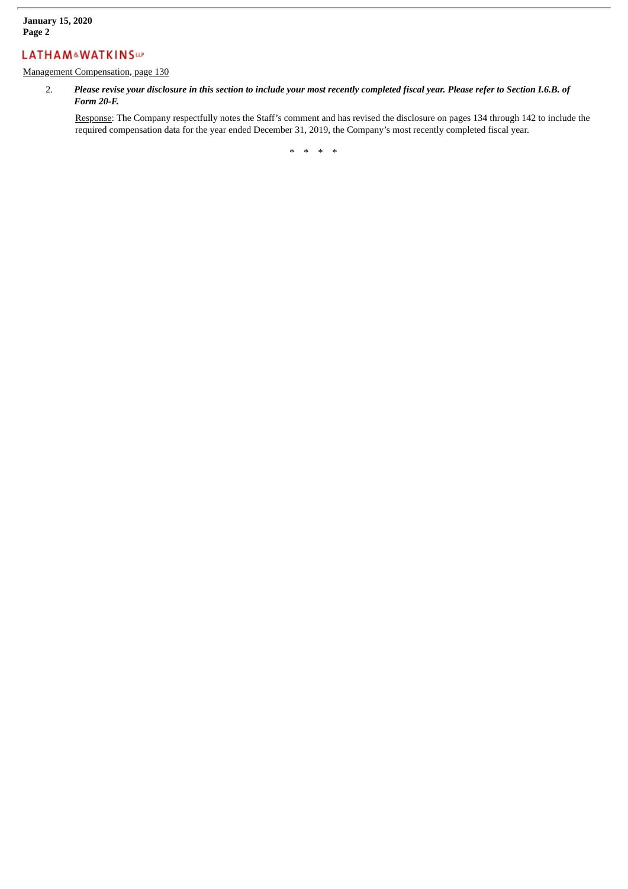Management Compensation, page 130

2. ***Please revise your disclosure in this section to include your most recently completed fiscal year. Please refer to Section I.6.B. of Form 20-F.***

   Response: The Company respectfully notes the Staff's comment and has revised the disclosure on pages 134 through 142 to include the required compensation data for the year ended December 31, 2019, the Company's most recently completed fiscal year.

\* \* \* \*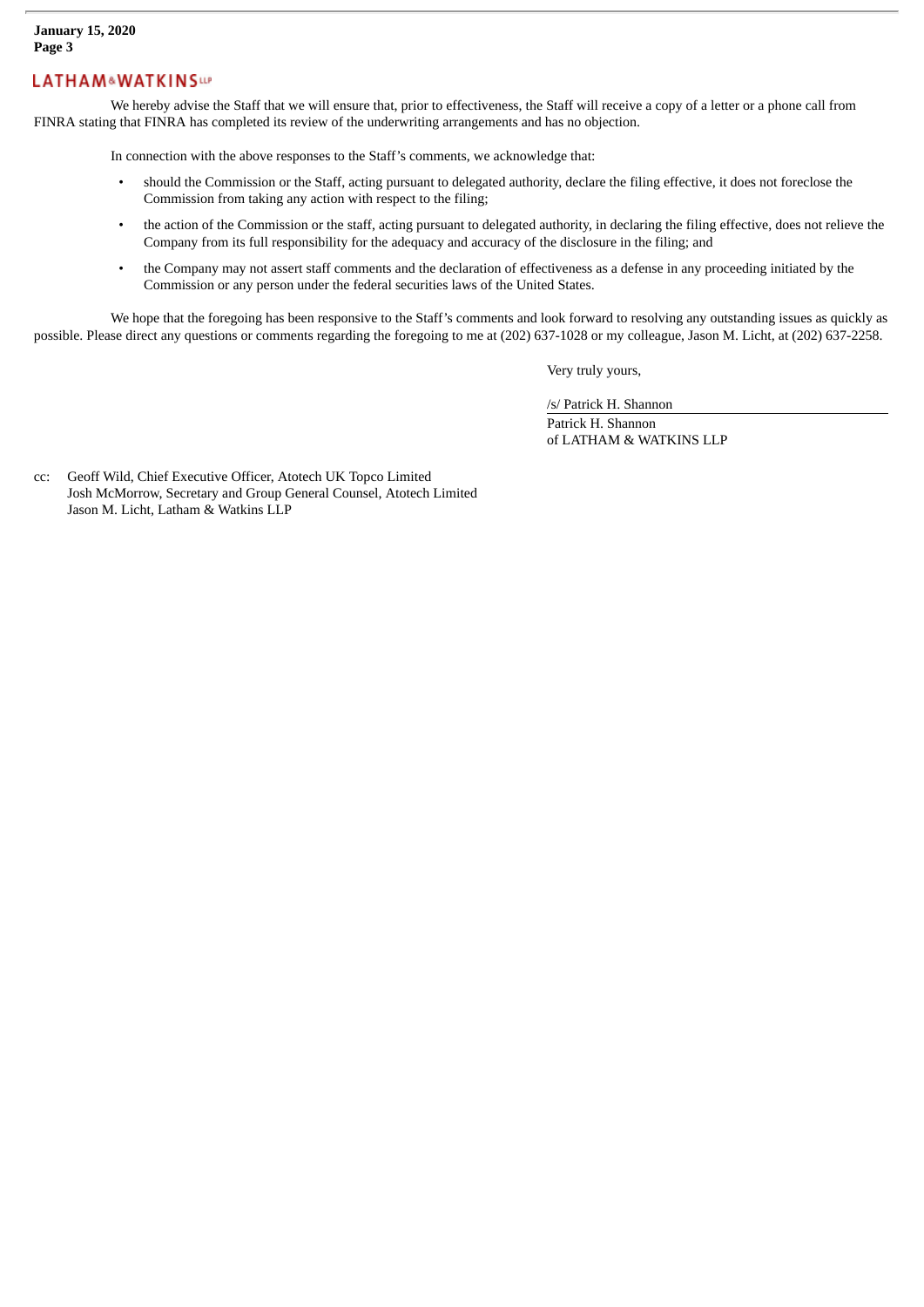We hereby advise the Staff that we will ensure that, prior to effectiveness, the Staff will receive a copy of a letter or a phone call from FINRA stating that FINRA has completed its review of the underwriting arrangements and has no objection.

In connection with the above responses to the Staff's comments, we acknowledge that:

- should the Commission or the Staff, acting pursuant to delegated authority, declare the filing effective, it does not foreclose the Commission from taking any action with respect to the filing;
- the action of the Commission or the staff, acting pursuant to delegated authority, in declaring the filing effective, does not relieve the Company from its full responsibility for the adequacy and accuracy of the disclosure in the filing; and
- the Company may not assert staff comments and the declaration of effectiveness as a defense in any proceeding initiated by the Commission or any person under the federal securities laws of the United States.

We hope that the foregoing has been responsive to the Staff's comments and look forward to resolving any outstanding issues as quickly as possible. Please direct any questions or comments regarding the foregoing to me at (202) 637-1028 or my colleague, Jason M. Licht, at (202) 637-2258.

Very truly yours,

/s/ Patrick H. Shannon

Patrick H. Shannon
of LATHAM & WATKINS LLP

cc: Geoff Wild, Chief Executive Officer, Atotech UK Topco Limited
Josh McMorrow, Secretary and Group General Counsel, Atotech Limited
Jason M. Licht, Latham & Watkins LLP